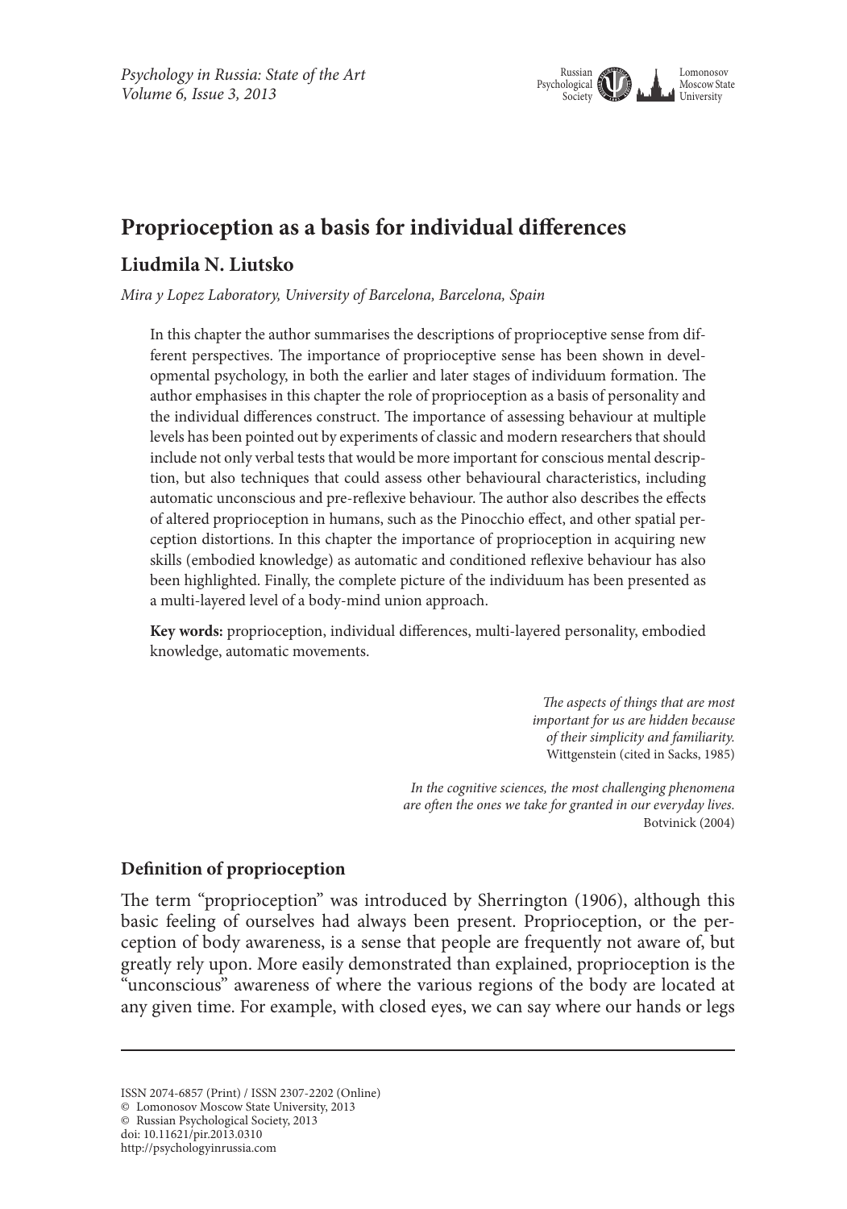# Proprioception as a basis for individual differences

## Liudmila N. Liutsko

*Mira y Lopez Laboratory, University of Barcelona, Barcelona, Spain*

In this chapter the author summarises the descriptions of proprioceptive sense from different perspectives. The importance of proprioceptive sense has been shown in developmental psychology, in both the earlier and later stages of individuum formation. The author emphasises in this chapter the role of proprioception as a basis of personality and the individual differences construct. The importance of assessing behaviour at multiple levels has been pointed out by experiments of classic and modern researchers that should include not only verbal tests that would be more important for conscious mental description, but also techniques that could assess other behavioural characteristics, including automatic unconscious and pre-reflexive behaviour. The author also describes the effects of altered proprioception in humans, such as the Pinocchio effect, and other spatial perception distortions. In this chapter the importance of proprioception in acquiring new skills (embodied knowledge) as automatic and conditioned reflexive behaviour has also been highlighted. Finally, the complete picture of the individuum has been presented as a multi-layered level of a body-mind union approach.

**Key words:** proprioception, individual differences, multi-layered personality, embodied knowledge, automatic movements.

*The aspects of things that are most important for us are hidden because of their simplicity and familiarity.*
Wittgenstein (cited in Sacks, 1985)

*In the cognitive sciences, the most challenging phenomena are often the ones we take for granted in our everyday lives.*
Botvinick (2004)

### Definition of proprioception

The term "proprioception" was introduced by Sherrington (1906), although this basic feeling of ourselves had always been present. Proprioception, or the perception of body awareness, is a sense that people are frequently not aware of, but greatly rely upon. More easily demonstrated than explained, proprioception is the "unconscious" awareness of where the various regions of the body are located at any given time. For example, with closed eyes, we can say where our hands or legs

ISSN 2074-6857 (Print) / ISSN 2307-2202 (Online)
© Lomonosov Moscow State University, 2013
© Russian Psychological Society, 2013
doi: 10.11621/pir.2013.0310
http://psychologyinrussia.com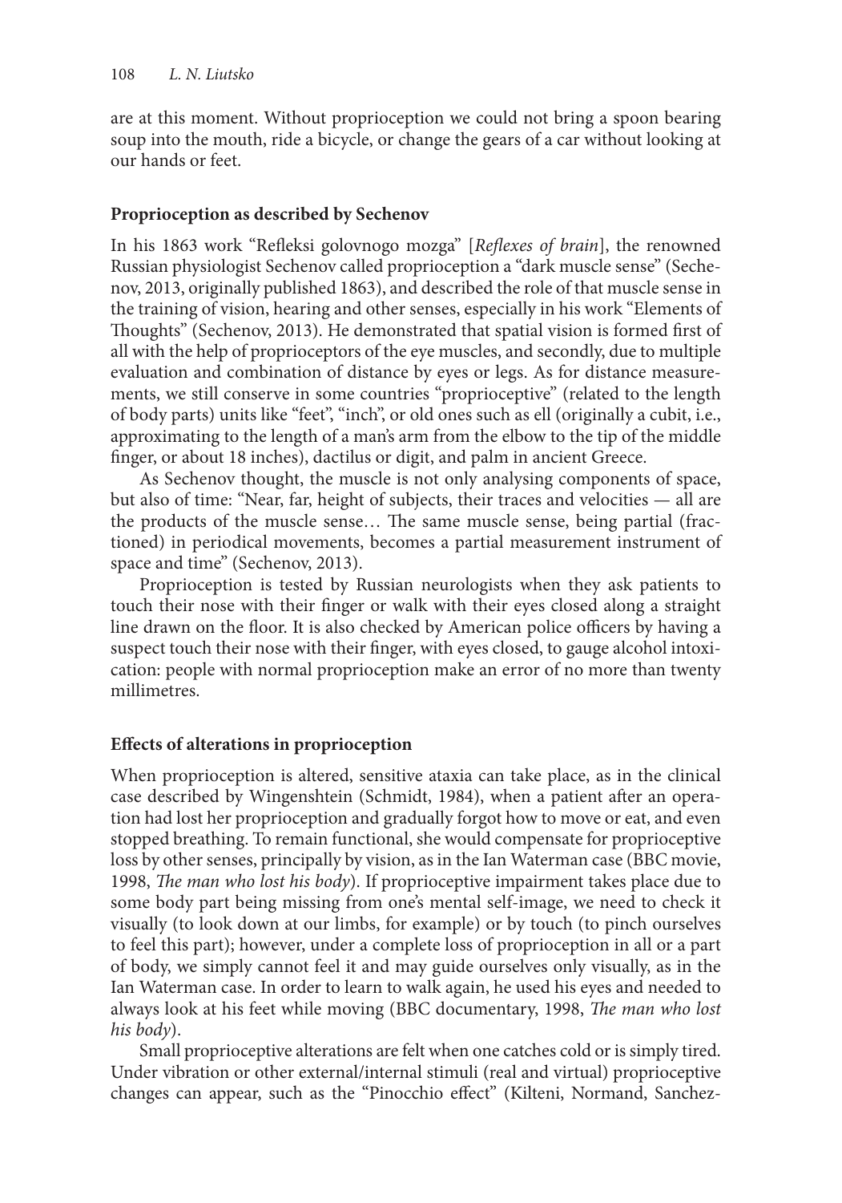are at this moment. Without proprioception we could not bring a spoon bearing soup into the mouth, ride a bicycle, or change the gears of a car without looking at our hands or feet.

## Proprioception as described by Sechenov

In his 1863 work "Refleksi golovnogo mozga" [*Reflexes of brain*], the renowned Russian physiologist Sechenov called proprioception a "dark muscle sense" (Sechenov, 2013, originally published 1863), and described the role of that muscle sense in the training of vision, hearing and other senses, especially in his work "Elements of Thoughts" (Sechenov, 2013). He demonstrated that spatial vision is formed first of all with the help of proprioceptors of the eye muscles, and secondly, due to multiple evaluation and combination of distance by eyes or legs. As for distance measurements, we still conserve in some countries "proprioceptive" (related to the length of body parts) units like "feet", "inch", or old ones such as ell (originally a cubit, i.e., approximating to the length of a man's arm from the elbow to the tip of the middle finger, or about 18 inches), dactilus or digit, and palm in ancient Greece.

As Sechenov thought, the muscle is not only analysing components of space, but also of time: "Near, far, height of subjects, their traces and velocities — all are the products of the muscle sense… The same muscle sense, being partial (fractioned) in periodical movements, becomes a partial measurement instrument of space and time" (Sechenov, 2013).

Proprioception is tested by Russian neurologists when they ask patients to touch their nose with their finger or walk with their eyes closed along a straight line drawn on the floor. It is also checked by American police officers by having a suspect touch their nose with their finger, with eyes closed, to gauge alcohol intoxication: people with normal proprioception make an error of no more than twenty millimetres.

## Effects of alterations in proprioception

When proprioception is altered, sensitive ataxia can take place, as in the clinical case described by Wingenshtein (Schmidt, 1984), when a patient after an operation had lost her proprioception and gradually forgot how to move or eat, and even stopped breathing. To remain functional, she would compensate for proprioceptive loss by other senses, principally by vision, as in the Ian Waterman case (BBC movie, 1998, *The man who lost his body*). If proprioceptive impairment takes place due to some body part being missing from one's mental self-image, we need to check it visually (to look down at our limbs, for example) or by touch (to pinch ourselves to feel this part); however, under a complete loss of proprioception in all or a part of body, we simply cannot feel it and may guide ourselves only visually, as in the Ian Waterman case. In order to learn to walk again, he used his eyes and needed to always look at his feet while moving (BBC documentary, 1998, *The man who lost his body*).

Small proprioceptive alterations are felt when one catches cold or is simply tired. Under vibration or other external/internal stimuli (real and virtual) proprioceptive changes can appear, such as the "Pinocchio effect" (Kilteni, Normand, Sanchez-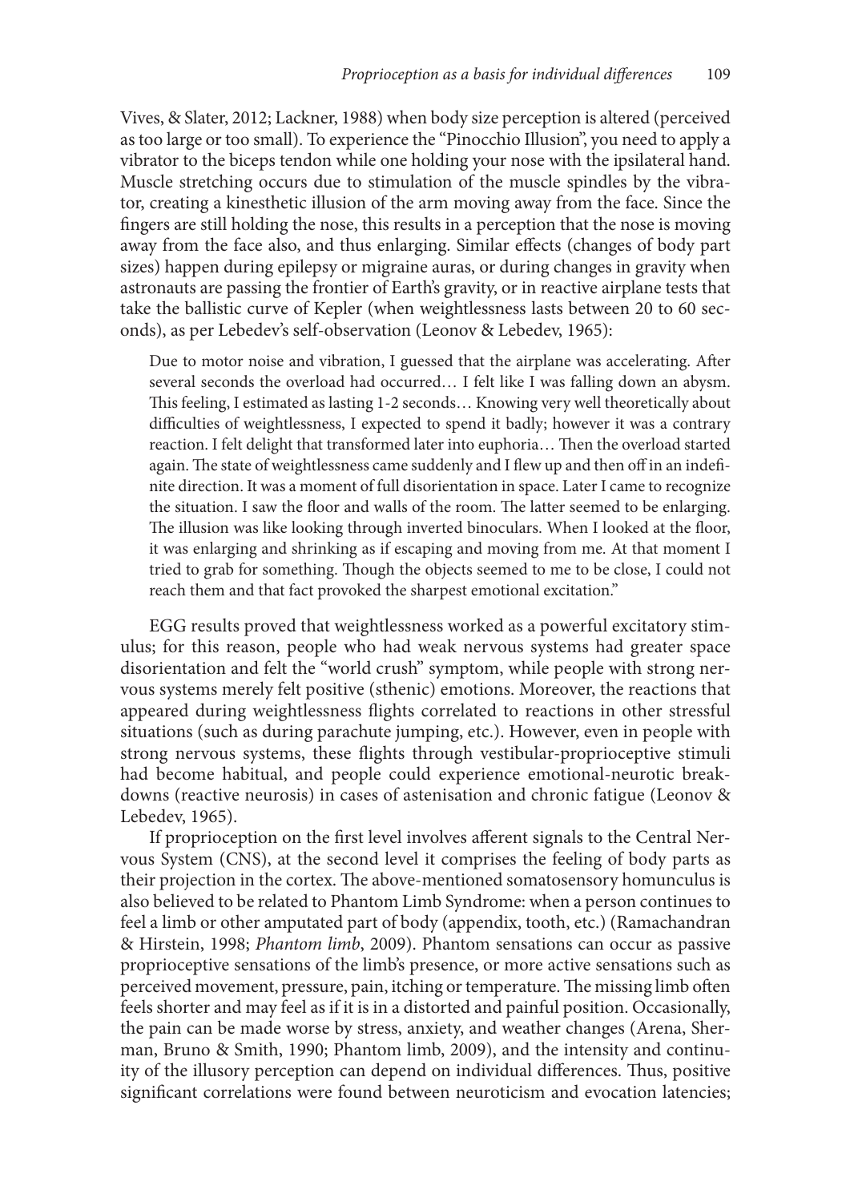Vives, & Slater, 2012; Lackner, 1988) when body size perception is altered (perceived as too large or too small). To experience the "Pinocchio Illusion", you need to apply a vibrator to the biceps tendon while one holding your nose with the ipsilateral hand. Muscle stretching occurs due to stimulation of the muscle spindles by the vibrator, creating a kinesthetic illusion of the arm moving away from the face. Since the fingers are still holding the nose, this results in a perception that the nose is moving away from the face also, and thus enlarging. Similar effects (changes of body part sizes) happen during epilepsy or migraine auras, or during changes in gravity when astronauts are passing the frontier of Earth's gravity, or in reactive airplane tests that take the ballistic curve of Kepler (when weightlessness lasts between 20 to 60 seconds), as per Lebedev's self-observation (Leonov & Lebedev, 1965):

> Due to motor noise and vibration, I guessed that the airplane was accelerating. After several seconds the overload had occurred… I felt like I was falling down an abyss. This feeling, I estimated as lasting 1-2 seconds… Knowing very well theoretically about difficulties of weightlessness, I expected to spend it badly; however it was a contrary reaction. I felt delight that transformed later into euphoria… Then the overload started again. The state of weightlessness came suddenly and I flew up and then off in an indefinite direction. It was a moment of full disorientation in space. Later I came to recognize the situation. I saw the floor and walls of the room. The latter seemed to be enlarging. The illusion was like looking through inverted binoculars. When I looked at the floor, it was enlarging and shrinking as if escaping and moving from me. At that moment I tried to grab for something. Though the objects seemed to me to be close, I could not reach them and that fact provoked the sharpest emotional excitation."

EGG results proved that weightlessness worked as a powerful excitatory stimulus; for this reason, people who had weak nervous systems had greater space disorientation and felt the "world crush" symptom, while people with strong nervous systems merely felt positive (sthenic) emotions. Moreover, the reactions that appeared during weightlessness flights correlated to reactions in other stressful situations (such as during parachute jumping, etc.). However, even in people with strong nervous systems, these flights through vestibular-proprioceptive stimuli had become habitual, and people could experience emotional-neurotic breakdowns (reactive neurosis) in cases of astenisation and chronic fatigue (Leonov & Lebedev, 1965).

If proprioception on the first level involves afferent signals to the Central Nervous System (CNS), at the second level it comprises the feeling of body parts as their projection in the cortex. The above-mentioned somatosensory homunculus is also believed to be related to Phantom Limb Syndrome: when a person continues to feel a limb or other amputated part of body (appendix, tooth, etc.) (Ramachandran & Hirstein, 1998; *Phantom limb*, 2009). Phantom sensations can occur as passive proprioceptive sensations of the limb's presence, or more active sensations such as perceived movement, pressure, pain, itching or temperature. The missing limb often feels shorter and may feel as if it is in a distorted and painful position. Occasionally, the pain can be made worse by stress, anxiety, and weather changes (Arena, Sherman, Bruno & Smith, 1990; Phantom limb, 2009), and the intensity and continuity of the illusory perception can depend on individual differences. Thus, positive significant correlations were found between neuroticism and evocation latencies;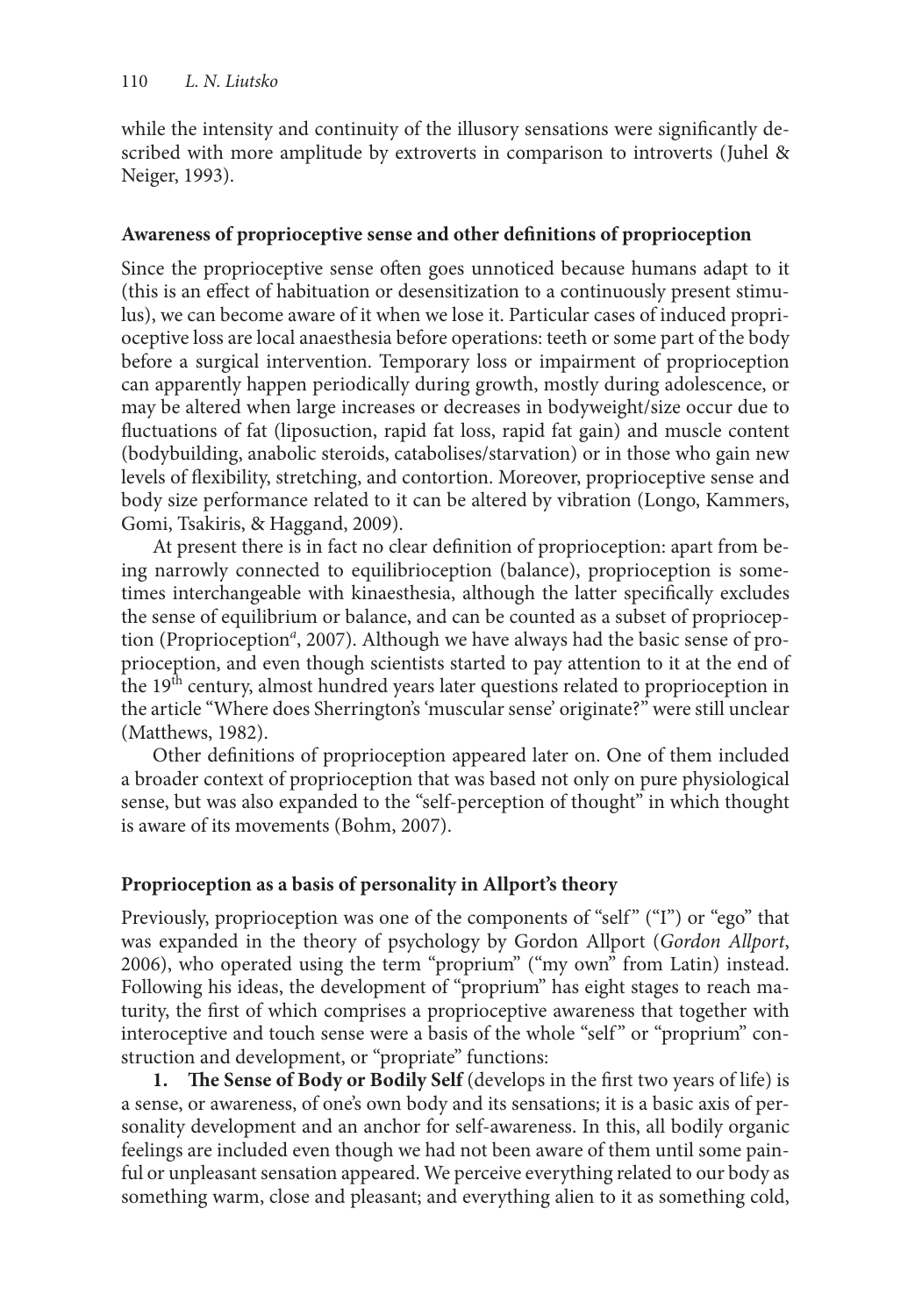while the intensity and continuity of the illusory sensations were significantly described with more amplitude by extroverts in comparison to introverts (Juhel & Neiger, 1993).

## Awareness of proprioceptive sense and other definitions of proprioception

Since the proprioceptive sense often goes unnoticed because humans adapt to it (this is an effect of habituation or desensitization to a continuously present stimulus), we can become aware of it when we lose it. Particular cases of induced proprioceptive loss are local anaesthesia before operations: teeth or some part of the body before a surgical intervention. Temporary loss or impairment of proprioception can apparently happen periodically during growth, mostly during adolescence, or may be altered when large increases or decreases in bodyweight/size occur due to fluctuations of fat (liposuction, rapid fat loss, rapid fat gain) and muscle content (bodybuilding, anabolic steroids, catabolises/starvation) or in those who gain new levels of flexibility, stretching, and contortion. Moreover, proprioceptive sense and body size performance related to it can be altered by vibration (Longo, Kammers, Gomi, Tsakiris, & Haggand, 2009).

At present there is in fact no clear definition of proprioception: apart from being narrowly connected to equilibrioception (balance), proprioception is sometimes interchangeable with kinaesthesia, although the latter specifically excludes the sense of equilibrium or balance, and can be counted as a subset of proprioception (Proprioception[a], 2007). Although we have always had the basic sense of proprioception, and even though scientists started to pay attention to it at the end of the 19th century, almost hundred years later questions related to proprioception in the article "Where does Sherrington's 'muscular sense' originate?" were still unclear (Matthews, 1982).

Other definitions of proprioception appeared later on. One of them included a broader context of proprioception that was based not only on pure physiological sense, but was also expanded to the "self-perception of thought" in which thought is aware of its movements (Bohm, 2007).

## Proprioception as a basis of personality in Allport's theory

Previously, proprioception was one of the components of "self" ("I") or "ego" that was expanded in the theory of psychology by Gordon Allport (*Gordon Allport*, 2006), who operated using the term "proprium" ("my own" from Latin) instead. Following his ideas, the development of "proprium" has eight stages to reach maturity, the first of which comprises a proprioceptive awareness that together with interoceptive and touch sense were a basis of the whole "self" or "proprium" construction and development, or "propriate" functions:

**1. The Sense of Body or Bodily Self** (develops in the first two years of life) is a sense, or awareness, of one's own body and its sensations; it is a basic axis of personality development and an anchor for self-awareness. In this, all bodily organic feelings are included even though we had not been aware of them until some painful or unpleasant sensation appeared. We perceive everything related to our body as something warm, close and pleasant; and everything alien to it as something cold,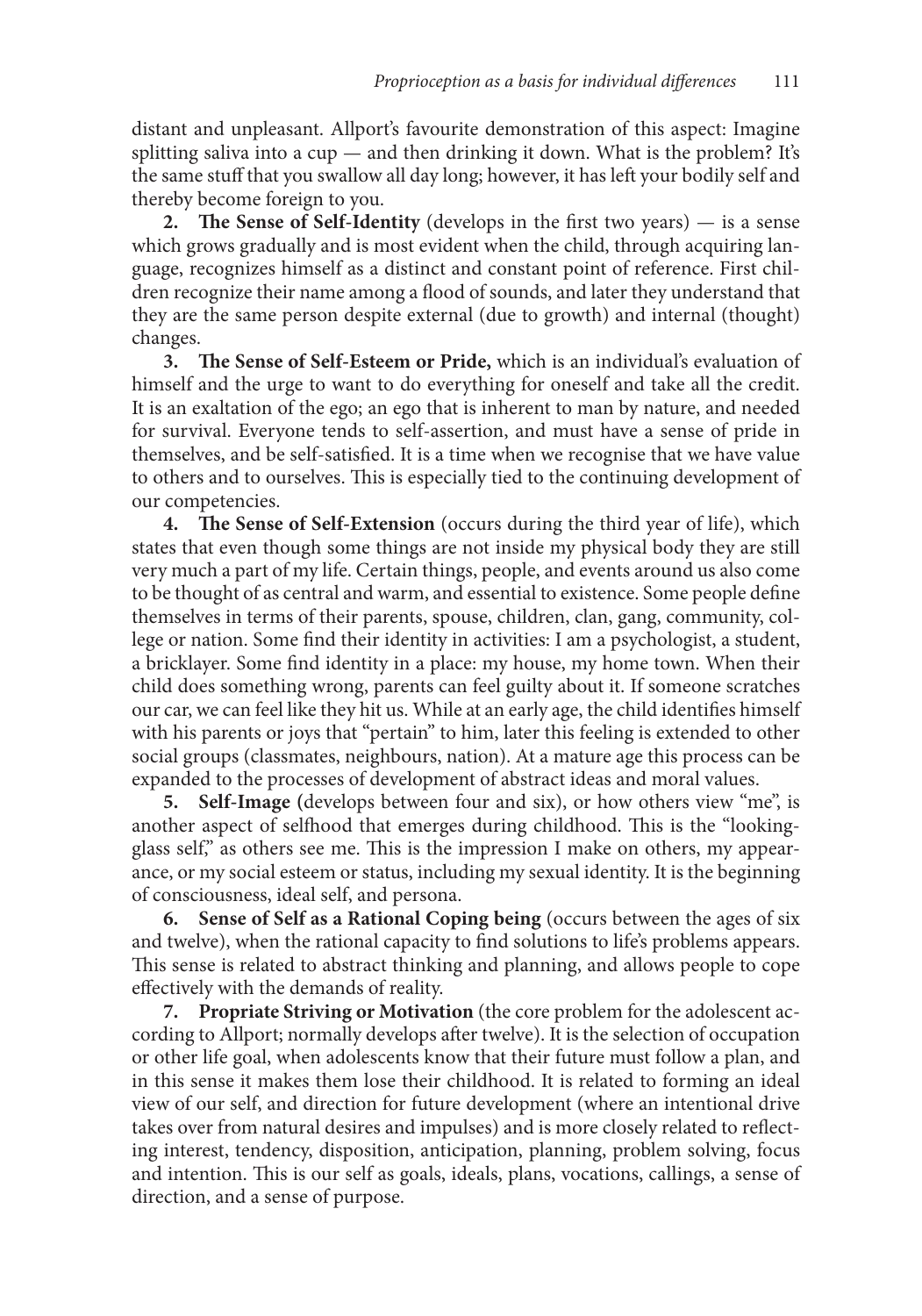distant and unpleasant. Allport's favourite demonstration of this aspect: Imagine splitting saliva into a cup — and then drinking it down. What is the problem? It's the same stuff that you swallow all day long; however, it has left your bodily self and thereby become foreign to you.

**2. The Sense of Self-Identity** (develops in the first two years) — is a sense which grows gradually and is most evident when the child, through acquiring language, recognizes himself as a distinct and constant point of reference. First children recognize their name among a flood of sounds, and later they understand that they are the same person despite external (due to growth) and internal (thought) changes.

**3. The Sense of Self-Esteem or Pride,** which is an individual's evaluation of himself and the urge to want to do everything for oneself and take all the credit. It is an exaltation of the ego; an ego that is inherent to man by nature, and needed for survival. Everyone tends to self-assertion, and must have a sense of pride in themselves, and be self-satisfied. It is a time when we recognise that we have value to others and to ourselves. This is especially tied to the continuing development of our competencies.

**4. The Sense of Self-Extension** (occurs during the third year of life), which states that even though some things are not inside my physical body they are still very much a part of my life. Certain things, people, and events around us also come to be thought of as central and warm, and essential to existence. Some people define themselves in terms of their parents, spouse, children, clan, gang, community, college or nation. Some find their identity in activities: I am a psychologist, a student, a bricklayer. Some find identity in a place: my house, my home town. When their child does something wrong, parents can feel guilty about it. If someone scratches our car, we can feel like they hit us. While at an early age, the child identifies himself with his parents or joys that "pertain" to him, later this feeling is extended to other social groups (classmates, neighbours, nation). At a mature age this process can be expanded to the processes of development of abstract ideas and moral values.

**5. Self-Image (**develops between four and six), or how others view "me", is another aspect of selfhood that emerges during childhood. This is the "looking-glass self," as others see me. This is the impression I make on others, my appearance, or my social esteem or status, including my sexual identity. It is the beginning of consciousness, ideal self, and persona.

**6. Sense of Self as a Rational Coping being** (occurs between the ages of six and twelve), when the rational capacity to find solutions to life's problems appears. This sense is related to abstract thinking and planning, and allows people to cope effectively with the demands of reality.

**7. Propriate Striving or Motivation** (the core problem for the adolescent according to Allport; normally develops after twelve). It is the selection of occupation or other life goal, when adolescents know that their future must follow a plan, and in this sense it makes them lose their childhood. It is related to forming an ideal view of our self, and direction for future development (where an intentional drive takes over from natural desires and impulses) and is more closely related to reflecting interest, tendency, disposition, anticipation, planning, problem solving, focus and intention. This is our self as goals, ideals, plans, vocations, callings, a sense of direction, and a sense of purpose.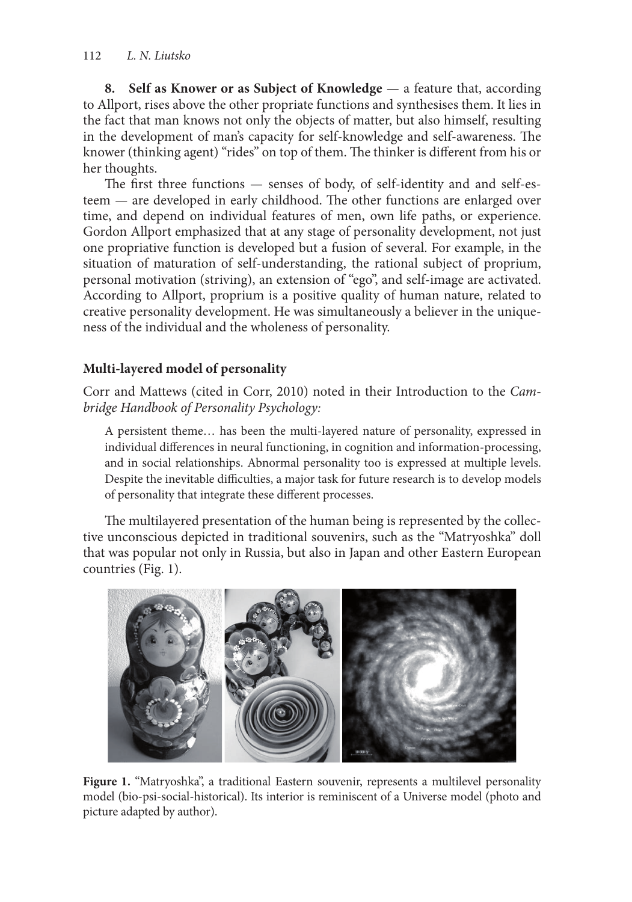**8. Self as Knower or as Subject of Knowledge** — a feature that, according to Allport, rises above the other propriate functions and synthesises them. It lies in the fact that man knows not only the objects of matter, but also himself, resulting in the development of man's capacity for self-knowledge and self-awareness. The knower (thinking agent) "rides" on top of them. The thinker is different from his or her thoughts.

The first three functions — senses of body, of self-identity and and self-esteem — are developed in early childhood. The other functions are enlarged over time, and depend on individual features of men, own life paths, or experience. Gordon Allport emphasized that at any stage of personality development, not just one propriative function is developed but a fusion of several. For example, in the situation of maturation of self-understanding, the rational subject of proprium, personal motivation (striving), an extension of "ego", and self-image are activated. According to Allport, proprium is a positive quality of human nature, related to creative personality development. He was simultaneously a believer in the uniqueness of the individual and the wholeness of personality.

## Multi-layered model of personality

Corr and Mattews (cited in Corr, 2010) noted in their Introduction to the *Cambridge Handbook of Personality Psychology:*

> A persistent theme… has been the multi-layered nature of personality, expressed in individual differences in neural functioning, in cognition and information-processing, and in social relationships. Abnormal personality too is expressed at multiple levels. Despite the inevitable difficulties, a major task for future research is to develop models of personality that integrate these different processes.

The multilayered presentation of the human being is represented by the collective unconscious depicted in traditional souvenirs, such as the "Matryoshka" doll that was popular not only in Russia, but also in Japan and other Eastern European countries (Fig. 1).

**Figure 1.** "Matryoshka", a traditional Eastern souvenir, represents a multilevel personality model (bio-psi-social-historical). Its interior is reminiscent of a Universe model (photo and picture adapted by author).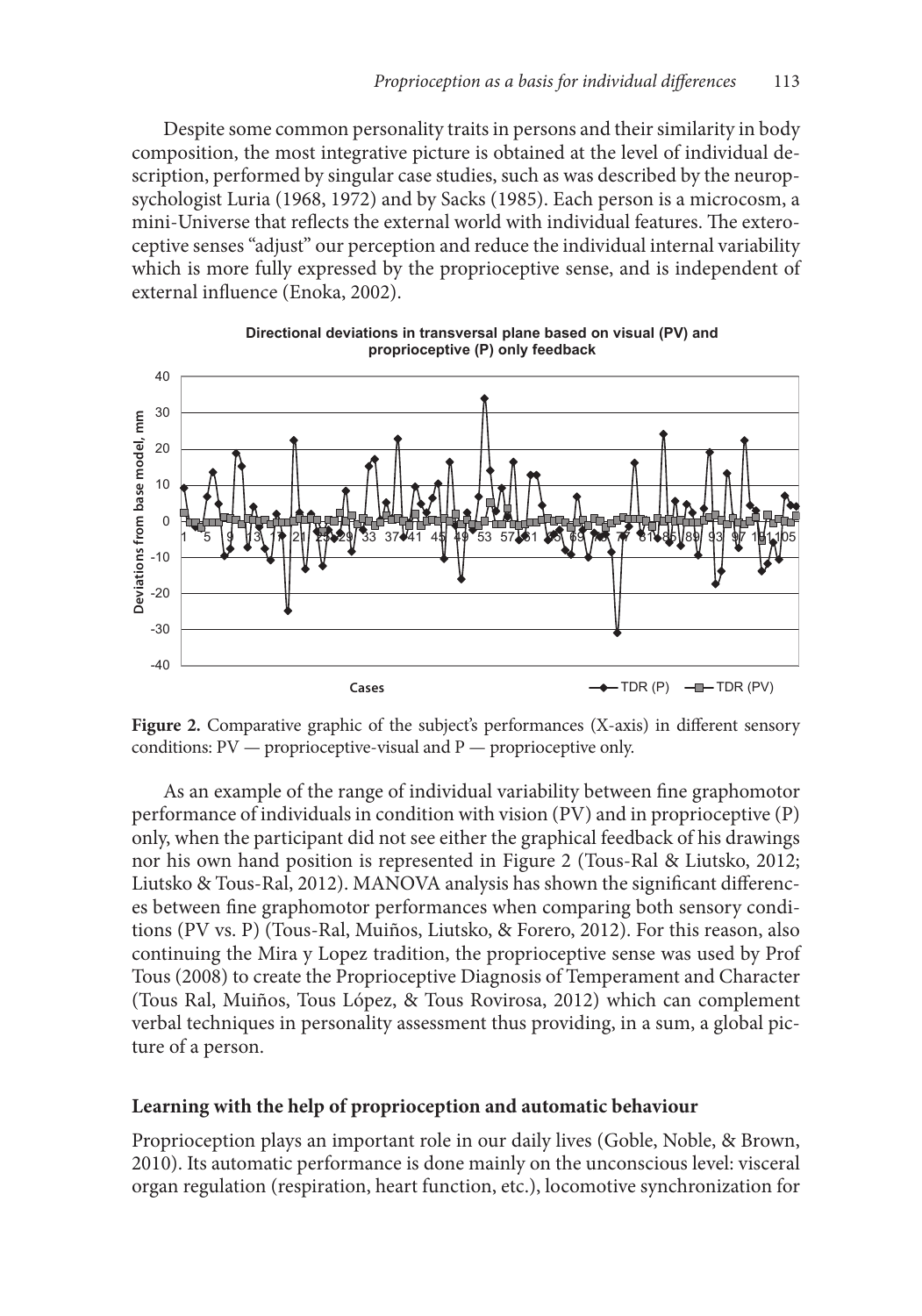Despite some common personality traits in persons and their similarity in body composition, the most integrative picture is obtained at the level of individual description, performed by singular case studies, such as was described by the neuropsychologist Luria (1968, 1972) and by Sacks (1985). Each person is a microcosm, a mini-Universe that reflects the external world with individual features. The exteroceptive senses "adjust" our perception and reduce the individual internal variability which is more fully expressed by the proprioceptive sense, and is independent of external influence (Enoka, 2002).

**Figure 2.** Comparative graphic of the subject's performances (X-axis) in different sensory conditions: PV — proprioceptive-visual and P — proprioceptive only.

As an example of the range of individual variability between fine graphomotor performance of individuals in condition with vision (PV) and in proprioceptive (P) only, when the participant did not see either the graphical feedback of his drawings nor his own hand position is represented in Figure 2 (Tous-Ral & Liutsko, 2012; Liutsko & Tous-Ral, 2012). MANOVA analysis has shown the significant differences between fine graphomotor performances when comparing both sensory conditions (PV vs. P) (Tous-Ral, Muiños, Liutsko, & Forero, 2012). For this reason, also continuing the Mira y Lopez tradition, the proprioceptive sense was used by Prof Tous (2008) to create the Proprioceptive Diagnosis of Temperament and Character (Tous Ral, Muiños, Tous López, & Tous Rovirosa, 2012) which can complement verbal techniques in personality assessment thus providing, in a sum, a global picture of a person.

## Learning with the help of proprioception and automatic behaviour

Proprioception plays an important role in our daily lives (Goble, Noble, & Brown, 2010). Its automatic performance is done mainly on the unconscious level: visceral organ regulation (respiration, heart function, etc.), locomotive synchronization for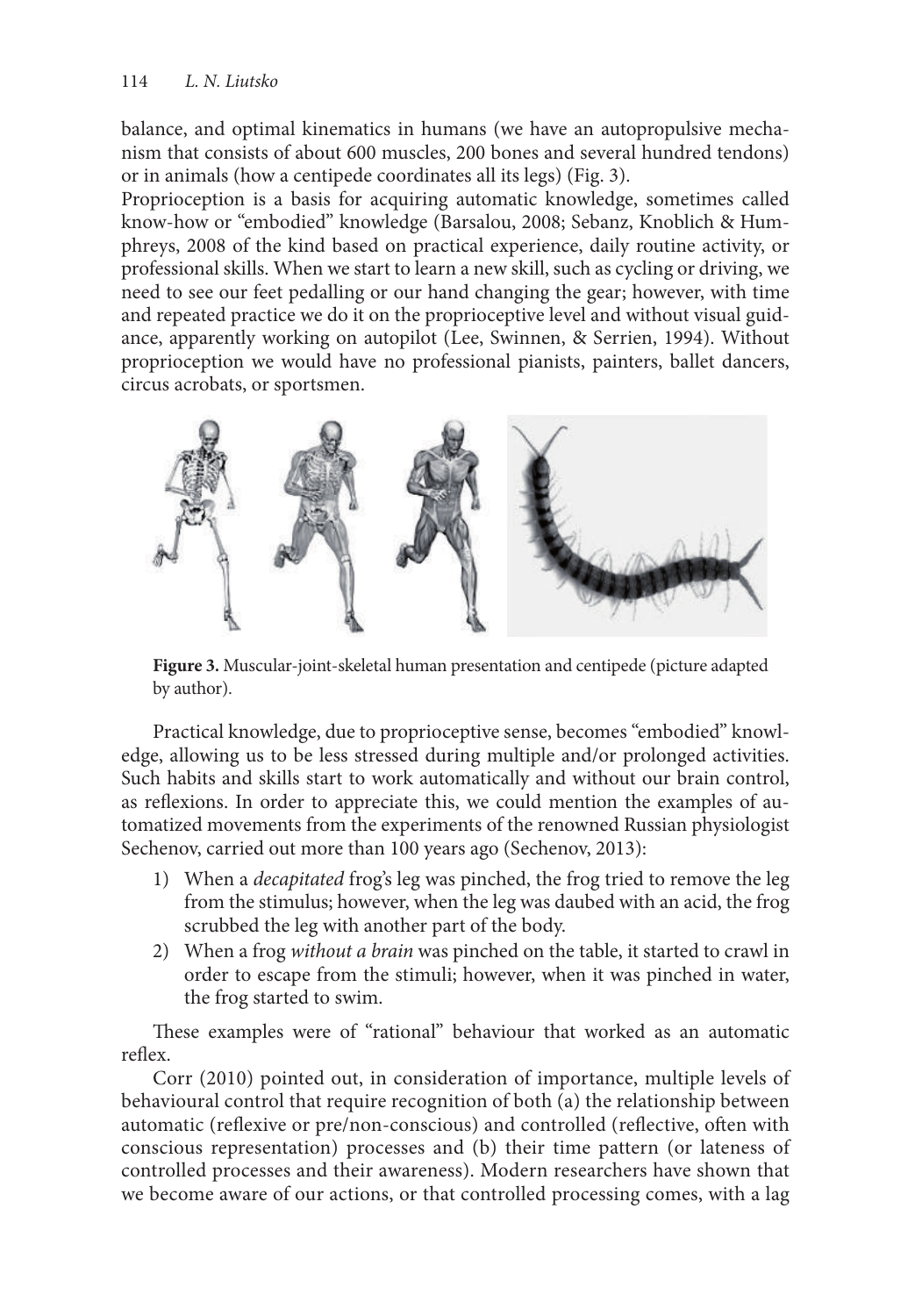balance, and optimal kinematics in humans (we have an autopropulsive mechanism that consists of about 600 muscles, 200 bones and several hundred tendons) or in animals (how a centipede coordinates all its legs) (Fig. 3).

Proprioception is a basis for acquiring automatic knowledge, sometimes called know-how or "embodied" knowledge (Barsalou, 2008; Sebanz, Knoblich & Humphreys, 2008 of the kind based on practical experience, daily routine activity, or professional skills. When we start to learn a new skill, such as cycling or driving, we need to see our feet pedalling or our hand changing the gear; however, with time and repeated practice we do it on the proprioceptive level and without visual guidance, apparently working on autopilot (Lee, Swinnen, & Serrien, 1994). Without proprioception we would have no professional pianists, painters, ballet dancers, circus acrobats, or sportsmen.

**Figure 3.** Muscular-joint-skeletal human presentation and centipede (picture adapted by author).

Practical knowledge, due to proprioceptive sense, becomes "embodied" knowledge, allowing us to be less stressed during multiple and/or prolonged activities. Such habits and skills start to work automatically and without our brain control, as reflexions. In order to appreciate this, we could mention the examples of automatized movements from the experiments of the renowned Russian physiologist Sechenov, carried out more than 100 years ago (Sechenov, 2013):

1) When a *decapitated* frog's leg was pinched, the frog tried to remove the leg from the stimulus; however, when the leg was daubed with an acid, the frog scrubbed the leg with another part of the body.
2) When a frog *without a brain* was pinched on the table, it started to crawl in order to escape from the stimuli; however, when it was pinched in water, the frog started to swim.

These examples were of "rational" behaviour that worked as an automatic reflex.

Corr (2010) pointed out, in consideration of importance, multiple levels of behavioural control that require recognition of both (a) the relationship between automatic (reflexive or pre/non-conscious) and controlled (reflective, often with conscious representation) processes and (b) their time pattern (or lateness of controlled processes and their awareness). Modern researchers have shown that we become aware of our actions, or that controlled processing comes, with a lag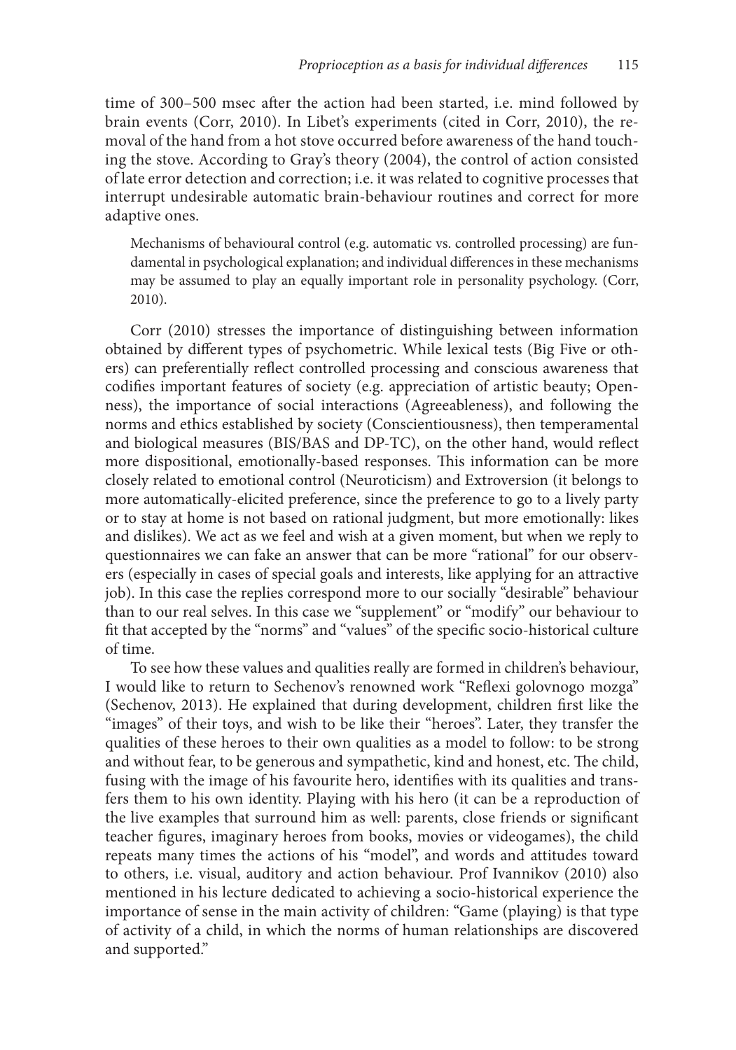time of 300–500 msec after the action had been started, i.e. mind followed by brain events (Corr, 2010). In Libet's experiments (cited in Corr, 2010), the removal of the hand from a hot stove occurred before awareness of the hand touching the stove. According to Gray's theory (2004), the control of action consisted of late error detection and correction; i.e. it was related to cognitive processes that interrupt undesirable automatic brain-behaviour routines and correct for more adaptive ones.

> Mechanisms of behavioural control (e.g. automatic vs. controlled processing) are fundamental in psychological explanation; and individual differences in these mechanisms may be assumed to play an equally important role in personality psychology. (Corr, 2010).

Corr (2010) stresses the importance of distinguishing between information obtained by different types of psychometric. While lexical tests (Big Five or others) can preferentially reflect controlled processing and conscious awareness that codifies important features of society (e.g. appreciation of artistic beauty; Openness), the importance of social interactions (Agreeableness), and following the norms and ethics established by society (Conscientiousness), then temperamental and biological measures (BIS/BAS and DP-TC), on the other hand, would reflect more dispositional, emotionally-based responses. This information can be more closely related to emotional control (Neuroticism) and Extroversion (it belongs to more automatically-elicited preference, since the preference to go to a lively party or to stay at home is not based on rational judgment, but more emotionally: likes and dislikes). We act as we feel and wish at a given moment, but when we reply to questionnaires we can fake an answer that can be more "rational" for our observers (especially in cases of special goals and interests, like applying for an attractive job). In this case the replies correspond more to our socially "desirable" behaviour than to our real selves. In this case we "supplement" or "modify" our behaviour to fit that accepted by the "norms" and "values" of the specific socio-historical culture of time.

To see how these values and qualities really are formed in children's behaviour, I would like to return to Sechenov's renowned work "Reflexi golovnogo mozga" (Sechenov, 2013). He explained that during development, children first like the "images" of their toys, and wish to be like their "heroes". Later, they transfer the qualities of these heroes to their own qualities as a model to follow: to be strong and without fear, to be generous and sympathetic, kind and honest, etc. The child, fusing with the image of his favourite hero, identifies with its qualities and transfers them to his own identity. Playing with his hero (it can be a reproduction of the live examples that surround him as well: parents, close friends or significant teacher figures, imaginary heroes from books, movies or videogames), the child repeats many times the actions of his "model", and words and attitudes toward to others, i.e. visual, auditory and action behaviour. Prof Ivannikov (2010) also mentioned in his lecture dedicated to achieving a socio-historical experience the importance of sense in the main activity of children: "Game (playing) is that type of activity of a child, in which the norms of human relationships are discovered and supported."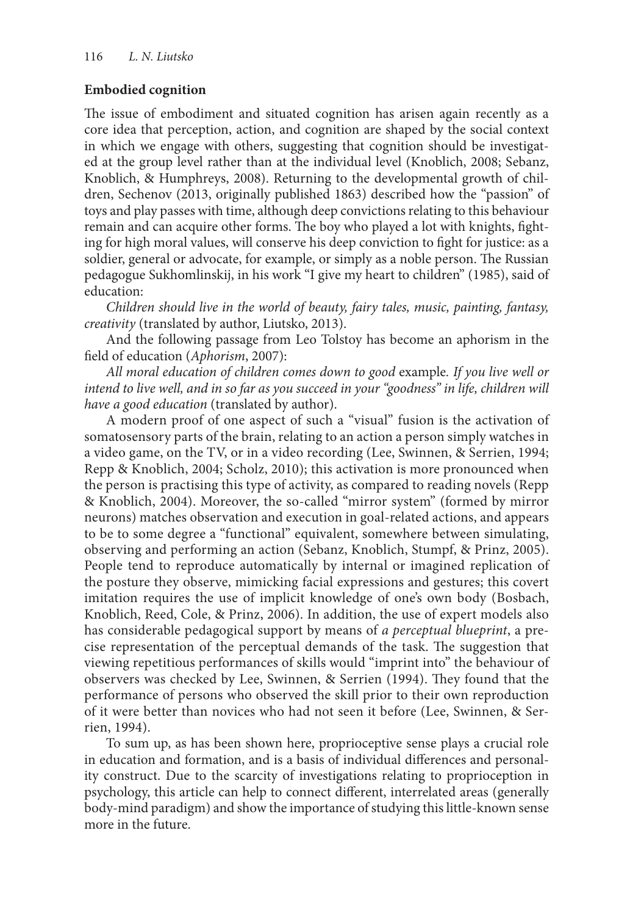## Embodied cognition

The issue of embodiment and situated cognition has arisen again recently as a core idea that perception, action, and cognition are shaped by the social context in which we engage with others, suggesting that cognition should be investigated at the group level rather than at the individual level (Knoblich, 2008; Sebanz, Knoblich, & Humphreys, 2008). Returning to the developmental growth of children, Sechenov (2013, originally published 1863) described how the "passion" of toys and play passes with time, although deep convictions relating to this behaviour remain and can acquire other forms. The boy who played a lot with knights, fighting for high moral values, will conserve his deep conviction to fight for justice: as a soldier, general or advocate, for example, or simply as a noble person. The Russian pedagogue Sukhomlinskij, in his work "I give my heart to children" (1985), said of education:

*Children should live in the world of beauty, fairy tales, music, painting, fantasy, creativity* (translated by author, Liutsko, 2013).

And the following passage from Leo Tolstoy has become an aphorism in the field of education (*Aphorism*, 2007):

*All moral education of children comes down to good* example*. If you live well or intend to live well, and in so far as you succeed in your "goodness" in life, children will have a good education* (translated by author).

A modern proof of one aspect of such a "visual" fusion is the activation of somatosensory parts of the brain, relating to an action a person simply watches in a video game, on the TV, or in a video recording (Lee, Swinnen, & Serrien, 1994; Repp & Knoblich, 2004; Scholz, 2010); this activation is more pronounced when the person is practising this type of activity, as compared to reading novels (Repp & Knoblich, 2004). Moreover, the so-called "mirror system" (formed by mirror neurons) matches observation and execution in goal-related actions, and appears to be to some degree a "functional" equivalent, somewhere between simulating, observing and performing an action (Sebanz, Knoblich, Stumpf, & Prinz, 2005). People tend to reproduce automatically by internal or imagined replication of the posture they observe, mimicking facial expressions and gestures; this covert imitation requires the use of implicit knowledge of one's own body (Bosbach, Knoblich, Reed, Cole, & Prinz, 2006). In addition, the use of expert models also has considerable pedagogical support by means of *a perceptual blueprint*, a precise representation of the perceptual demands of the task. The suggestion that viewing repetitious performances of skills would "imprint into" the behaviour of observers was checked by Lee, Swinnen, & Serrien (1994). They found that the performance of persons who observed the skill prior to their own reproduction of it were better than novices who had not seen it before (Lee, Swinnen, & Serrien, 1994).

To sum up, as has been shown here, proprioceptive sense plays a crucial role in education and formation, and is a basis of individual differences and personality construct. Due to the scarcity of investigations relating to proprioception in psychology, this article can help to connect different, interrelated areas (generally body-mind paradigm) and show the importance of studying this little-known sense more in the future.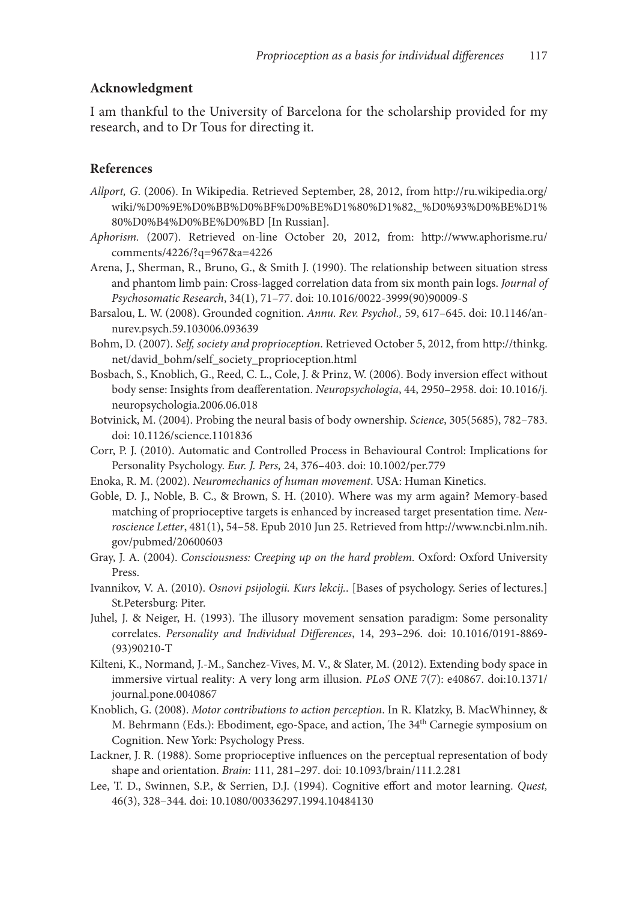## Acknowledgment

I am thankful to the University of Barcelona for the scholarship provided for my research, and to Dr Tous for directing it.

## References

*Allport, G.* (2006). In Wikipedia. Retrieved September, 28, 2012, from http://ru.wikipedia.org/wiki/%D0%9E%D0%BB%D0%BF%D0%BE%D1%80%D1%82,_%D0%93%D0%BE%D1%80%D0%B4%D0%BE%D0%BD [In Russian].

*Aphorism.* (2007). Retrieved on-line October 20, 2012, from: http://www.aphorisme.ru/comments/4226/?q=967&a=4226

Arena, J., Sherman, R., Bruno, G., & Smith J. (1990). The relationship between situation stress and phantom limb pain: Cross-lagged correlation data from six month pain logs. *Journal of Psychosomatic Research*, 34(1), 71–77. doi: 10.1016/0022-3999(90)90009-S

Barsalou, L. W. (2008). Grounded cognition. *Annu. Rev. Psychol.,* 59, 617–645. doi: 10.1146/annurev.psych.59.103006.093639

Bohm, D. (2007). *Self, society and proprioception*. Retrieved October 5, 2012, from http://thinkg.net/david_bohm/self_society_proprioception.html

Bosbach, S., Knoblich, G., Reed, C. L., Cole, J. & Prinz, W. (2006). Body inversion effect without body sense: Insights from deafferentation. *Neuropsychologia*, 44, 2950–2958. doi: 10.1016/j.neuropsychologia.2006.06.018

Botvinick, M. (2004). Probing the neural basis of body ownership. *Science*, 305(5685), 782–783. doi: 10.1126/science.1101836

Corr, P. J. (2010). Automatic and Controlled Process in Behavioural Control: Implications for Personality Psychology. *Eur. J. Pers,* 24, 376–403. doi: 10.1002/per.779

Enoka, R. M. (2002). *Neuromechanics of human movement*. USA: Human Kinetics.

Goble, D. J., Noble, B. C., & Brown, S. H. (2010). Where was my arm again? Memory-based matching of proprioceptive targets is enhanced by increased target presentation time. *Neuroscience Letter*, 481(1), 54–58. Epub 2010 Jun 25. Retrieved from http://www.ncbi.nlm.nih.gov/pubmed/20600603

Gray, J. A. (2004). *Consciousness: Creeping up on the hard problem.* Oxford: Oxford University Press.

Ivannikov, V. A. (2010). *Osnovi psijologii. Kurs lekcij.*. [Bases of psychology. Series of lectures.] St.Petersburg: Piter.

Juhel, J. & Neiger, H. (1993). The illusory movement sensation paradigm: Some personality correlates. *Personality and Individual Differences*, 14, 293–296. doi: 10.1016/0191-8869-(93)90210-T

Kilteni, K., Normand, J.-M., Sanchez-Vives, M. V., & Slater, M. (2012). Extending body space in immersive virtual reality: A very long arm illusion. *PLoS ONE* 7(7): e40867. doi:10.1371/journal.pone.0040867

Knoblich, G. (2008). *Motor contributions to action perception*. In R. Klatzky, B. MacWhinney, & M. Behrmann (Eds.): Ebodiment, ego-Space, and action, The 34th Carnegie symposium on Cognition. New York: Psychology Press.

Lackner, J. R. (1988). Some proprioceptive influences on the perceptual representation of body shape and orientation. *Brain:* 111, 281–297. doi: 10.1093/brain/111.2.281

Lee, T. D., Swinnen, S.P., & Serrien, D.J. (1994). Cognitive effort and motor learning. *Quest,* 46(3), 328–344. doi: 10.1080/00336297.1994.10484130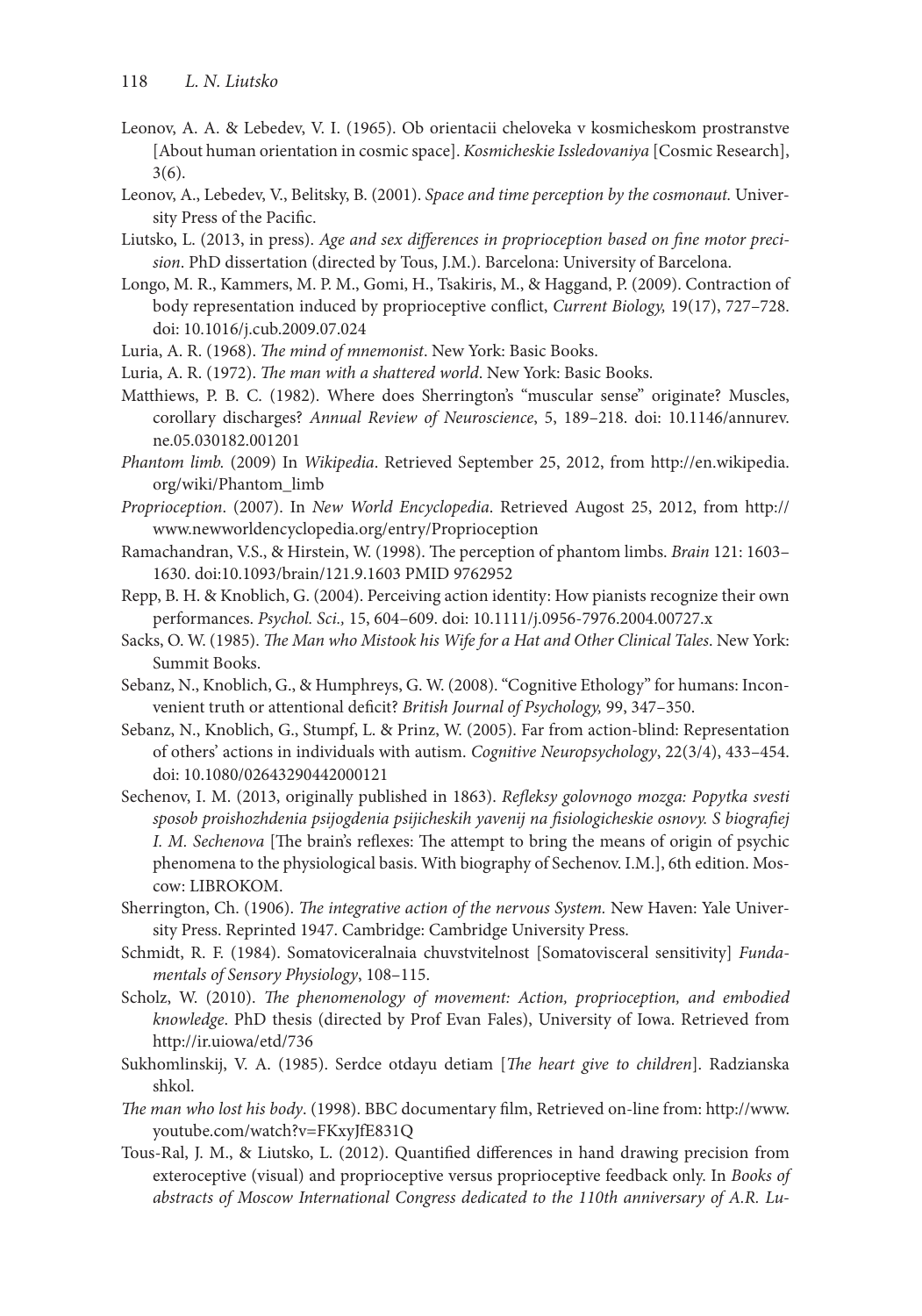Leonov, A. A. & Lebedev, V. I. (1965). Ob orientacii cheloveka v kosmicheskom prostranstve [About human orientation in cosmic space]. *Kosmicheskie Issledovaniya* [Cosmic Research], 3(6).

Leonov, A., Lebedev, V., Belitsky, B. (2001). *Space and time perception by the cosmonaut.* University Press of the Pacific.

Liutsko, L. (2013, in press). *Age and sex differences in proprioception based on fine motor precision*. PhD dissertation (directed by Tous, J.M.). Barcelona: University of Barcelona.

Longo, M. R., Kammers, M. P. M., Gomi, H., Tsakiris, M., & Haggand, P. (2009). Contraction of body representation induced by proprioceptive conflict, *Current Biology,* 19(17), 727–728. doi: 10.1016/j.cub.2009.07.024

Luria, A. R. (1968). *The mind of mnemonist*. New York: Basic Books.

Luria, A. R. (1972). *The man with a shattered world*. New York: Basic Books.

Matthiews, P. B. C. (1982). Where does Sherrington's "muscular sense" originate? Muscles, corollary discharges? *Annual Review of Neuroscience*, 5, 189–218. doi: 10.1146/annurev.ne.05.030182.001201

*Phantom limb.* (2009) In *Wikipedia*. Retrieved September 25, 2012, from http://en.wikipedia.org/wiki/Phantom_limb

*Proprioception*. (2007). In *New World Encyclopedia*. Retrieved Augost 25, 2012, from http://www.newworldencyclopedia.org/entry/Proprioception

Ramachandran, V.S., & Hirstein, W. (1998). The perception of phantom limbs. *Brain* 121: 1603–1630. doi:10.1093/brain/121.9.1603 PMID 9762952

Repp, B. H. & Knoblich, G. (2004). Perceiving action identity: How pianists recognize their own performances. *Psychol. Sci.,* 15, 604–609. doi: 10.1111/j.0956-7976.2004.00727.x

Sacks, O. W. (1985). *The Man who Mistook his Wife for a Hat and Other Clinical Tales*. New York: Summit Books.

Sebanz, N., Knoblich, G., & Humphreys, G. W. (2008). "Cognitive Ethology" for humans: Inconvenient truth or attentional deficit? *British Journal of Psychology,* 99, 347–350.

Sebanz, N., Knoblich, G., Stumpf, L. & Prinz, W. (2005). Far from action-blind: Representation of others' actions in individuals with autism. *Cognitive Neuropsychology*, 22(3/4), 433–454. doi: 10.1080/02643290442000121

Sechenov, I. M. (2013, originally published in 1863). *Refleksy golovnogo mozga: Popytka svesti sposob proishozhdenia psijogdenia psijicheskih yavenij na fisiologicheskie osnovy. S biografiej I. M. Sechenova* [The brain's reflexes: The attempt to bring the means of origin of psychic phenomena to the physiological basis. With biography of Sechenov. I.M.], 6th edition. Moscow: LIBROKOM.

Sherrington, Ch. (1906). *The integrative action of the nervous System.* New Haven: Yale University Press. Reprinted 1947. Cambridge: Cambridge University Press.

Schmidt, R. F. (1984). Somatoviceralnaia chuvstvitelnost [Somatovisceral sensitivity] *Fundamentals of Sensory Physiology*, 108–115.

Scholz, W. (2010). *The phenomenology of movement: Action, proprioception, and embodied knowledge*. PhD thesis (directed by Prof Evan Fales), University of Iowa. Retrieved from http://ir.uiowa/etd/736

Sukhomlinskij, V. A. (1985). Serdce otdayu detiam [*The heart give to children*]. Radzianska shkol.

*The man who lost his body*. (1998). BBC documentary film, Retrieved on-line from: http://www.youtube.com/watch?v=FKxyJfE831Q

Tous-Ral, J. M., & Liutsko, L. (2012). Quantified differences in hand drawing precision from exteroceptive (visual) and proprioceptive versus proprioceptive feedback only. In *Books of abstracts of Moscow International Congress dedicated to the 110th anniversary of A.R. Lu-*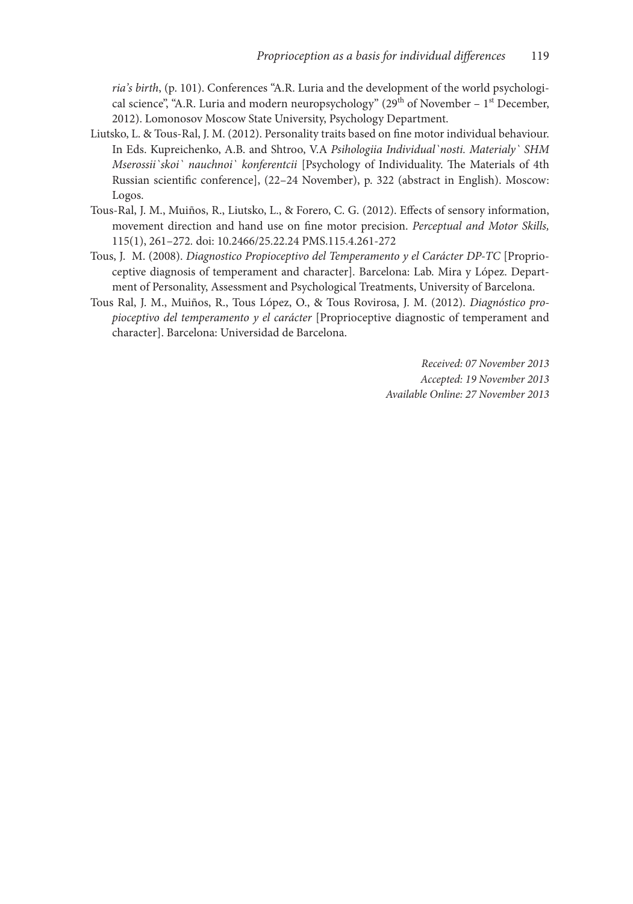*ria's birth*, (p. 101). Conferences "A.R. Luria and the development of the world psychological science", "A.R. Luria and modern neuropsychology" (29th of November – 1st December, 2012). Lomonosov Moscow State University, Psychology Department.

Liutsko, L. & Tous-Ral, J. M. (2012). Personality traits based on fine motor individual behaviour. In Eds. Kupreichenko, A.B. and Shtroo, V.A *Psihologiia Individual`nosti. Materialy` SHM Mserossii`skoi` nauchnoi` konferentcii* [Psychology of Individuality. The Materials of 4th Russian scientific conference], (22–24 November), p. 322 (abstract in English). Moscow: Logos.

Tous-Ral, J. M., Muiños, R., Liutsko, L., & Forero, C. G. (2012). Effects of sensory information, movement direction and hand use on fine motor precision. *Perceptual and Motor Skills,* 115(1), 261–272. doi: 10.2466/25.22.24 PMS.115.4.261-272

Tous, J. M. (2008). *Diagnostico Propioceptivo del Temperamento y el Carácter DP-TC* [Proprioceptive diagnosis of temperament and character]. Barcelona: Lab. Mira y López. Department of Personality, Assessment and Psychological Treatments, University of Barcelona.

Tous Ral, J. M., Muiños, R., Tous López, O., & Tous Rovirosa, J. M. (2012). *Diagnóstico propioceptivo del temperamento y el carácter* [Proprioceptive diagnostic of temperament and character]. Barcelona: Universidad de Barcelona.

*Received: 07 November 2013*
*Accepted: 19 November 2013*
*Available Online: 27 November 2013*